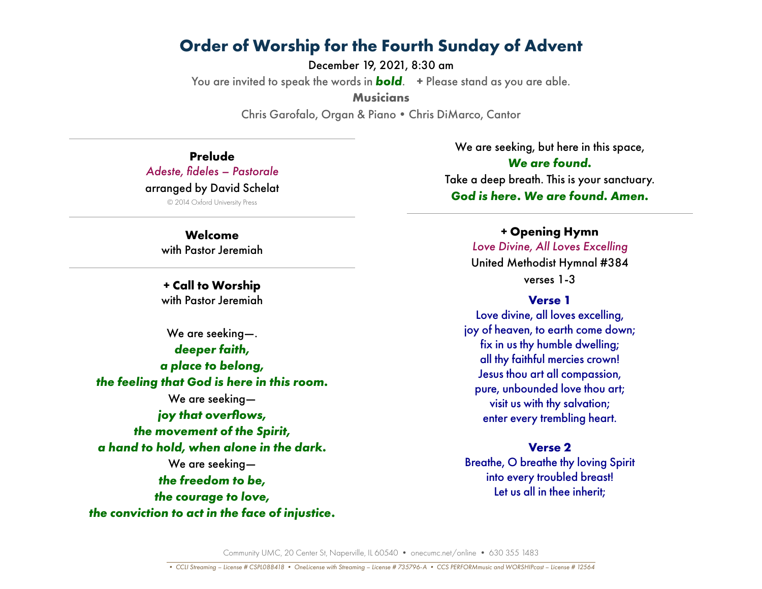# Order of Worship for the Fourth Sunday of Advent

December 19, 2021, 8:30 am

You are invited to speak the words in ***bold***.   **+** Please stand as you are able.

**Musicians**

Chris Garofalo, Organ & Piano • Chris DiMarco, Cantor

---

### Prelude

*Adeste, fideles – Pastorale*

arranged by David Schelat

© 2014 Oxford University Press

---

### Welcome

with Pastor Jeremiah

---

### + Call to Worship

with Pastor Jeremiah

We are seeking—.
***deeper faith,***
***a place to belong,***
***the feeling that God is here in this room.***
We are seeking—
***joy that overflows,***
***the movement of the Spirit,***
***a hand to hold, when alone in the dark.***
We are seeking—
***the freedom to be,***
***the courage to love,***
***the conviction to act in the face of injustice.***
We are seeking, but here in this space,
***We are found.***
Take a deep breath. This is your sanctuary.
***God is here. We are found. Amen.***

---

### + Opening Hymn

*Love Divine, All Loves Excelling*

United Methodist Hymnal #384

verses 1-3

**Verse 1**

Love divine, all loves excelling,
joy of heaven, to earth come down;
fix in us thy humble dwelling;
all thy faithful mercies crown!
Jesus thou art all compassion,
pure, unbounded love thou art;
visit us with thy salvation;
enter every trembling heart.

**Verse 2**

Breathe, O breathe thy loving Spirit
into every troubled breast!
Let us all in thee inherit;

Community UMC, 20 Center St, Naperville, IL 60540 • onecumc.net/online • 630 355 1483

*• CCLI Streaming – License # CSPL088418 • OneLicense with Streaming – License # 735796-A • CCS PERFORMmusic and WORSHIPcast – License # 12564*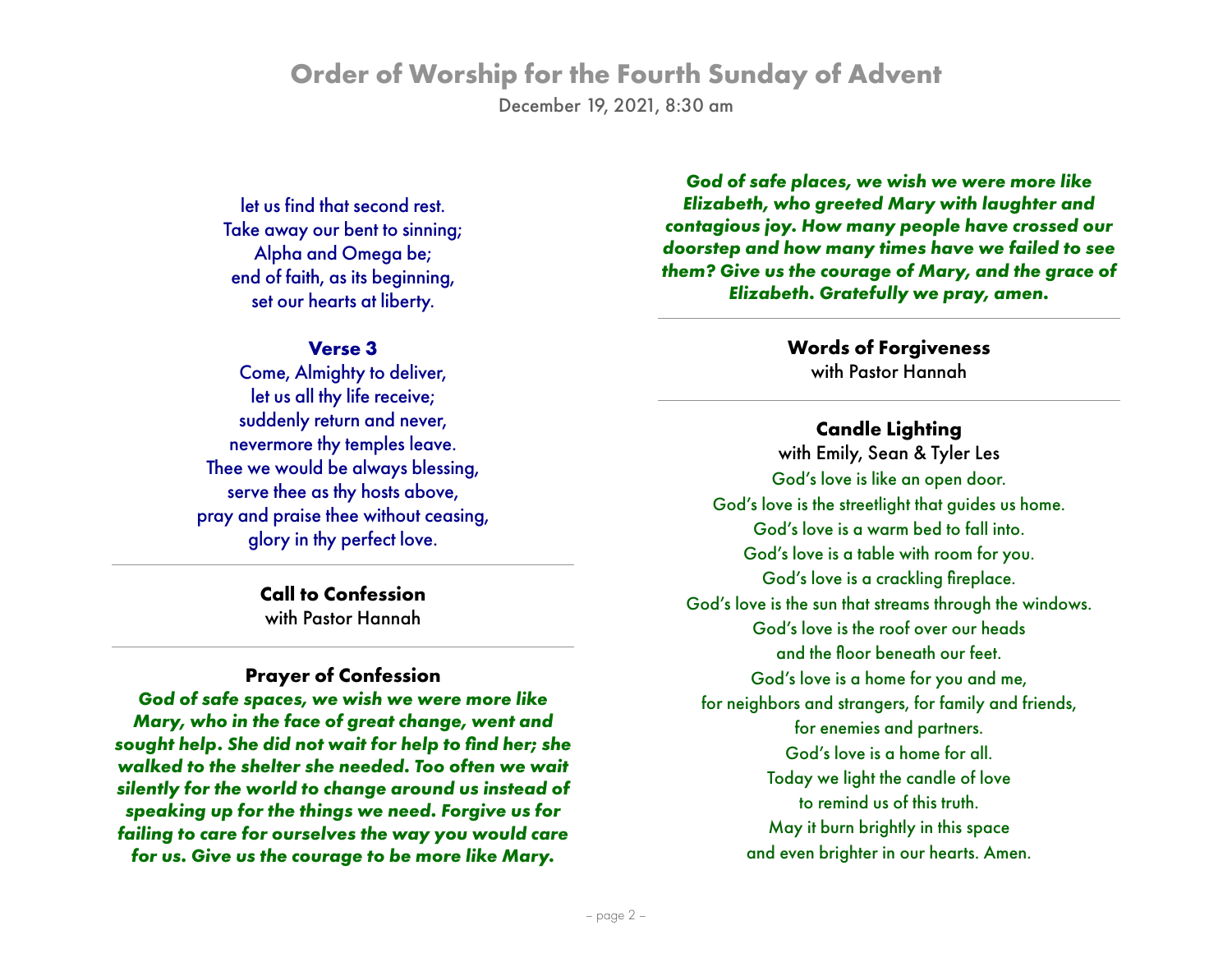let us find that second rest.
Take away our bent to sinning;
Alpha and Omega be;
end of faith, as its beginning,
set our hearts at liberty.

**Verse 3**

Come, Almighty to deliver,
let us all thy life receive;
suddenly return and never,
nevermore thy temples leave.
Thee we would be always blessing,
serve thee as thy hosts above,
pray and praise thee without ceasing,
glory in thy perfect love.

---

**Call to Confession**
with Pastor Hannah

---

**Prayer of Confession**

***God of safe spaces, we wish we were more like Mary, who in the face of great change, went and sought help. She did not wait for help to find her; she walked to the shelter she needed. Too often we wait silently for the world to change around us instead of speaking up for the things we need. Forgive us for failing to care for ourselves the way you would care for us. Give us the courage to be more like Mary.***

***God of safe places, we wish we were more like Elizabeth, who greeted Mary with laughter and contagious joy. How many people have crossed our doorstep and how many times have we failed to see them? Give us the courage of Mary, and the grace of Elizabeth. Gratefully we pray, amen.***

---

**Words of Forgiveness**
with Pastor Hannah

---

**Candle Lighting**
with Emily, Sean & Tyler Les

God's love is like an open door.
God's love is the streetlight that guides us home.
God's love is a warm bed to fall into.
God's love is a table with room for you.
God's love is a crackling fireplace.
God's love is the sun that streams through the windows.
God's love is the roof over our heads
and the floor beneath our feet.
God's love is a home for you and me,
for neighbors and strangers, for family and friends,
for enemies and partners.
God's love is a home for all.
Today we light the candle of love
to remind us of this truth.
May it burn brightly in this space
and even brighter in our hearts. Amen.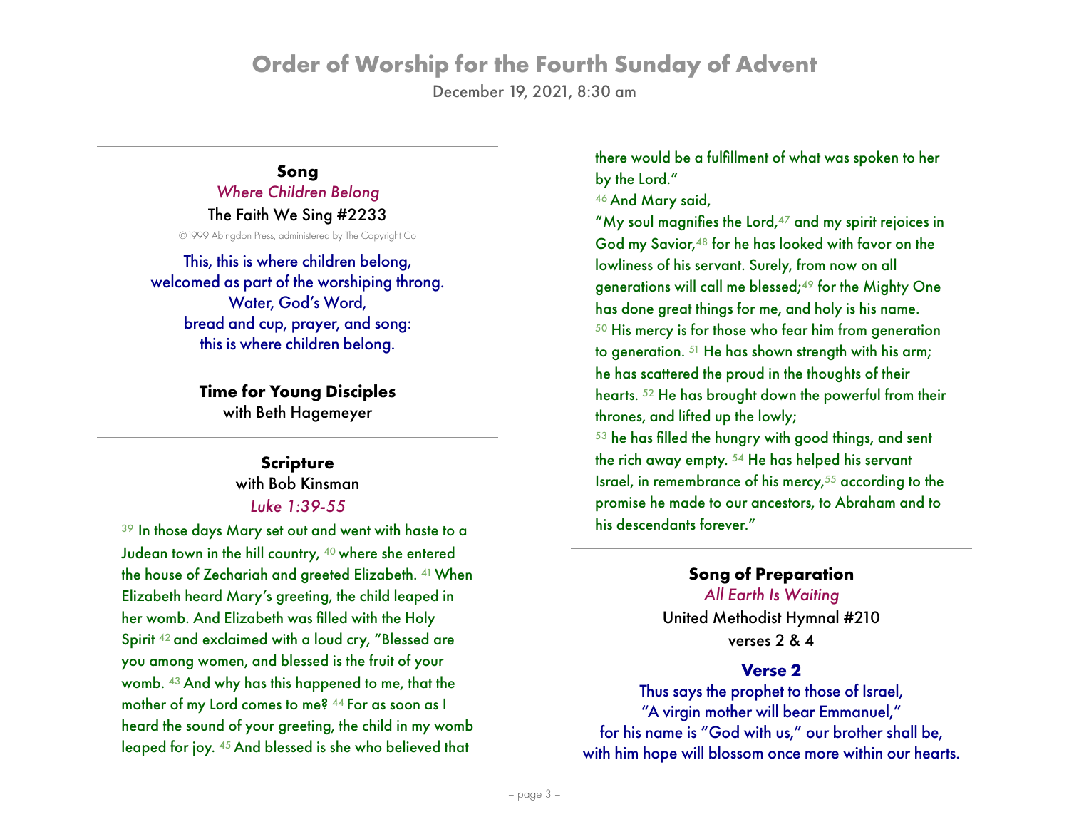# Order of Worship for the Fourth Sunday of Advent

December 19, 2021, 8:30 am

---

**Song**

*Where Children Belong*

The Faith We Sing #2233

©1999 Abingdon Press, administered by The Copyright Co

This, this is where children belong,
welcomed as part of the worshiping throng.
Water, God's Word,
bread and cup, prayer, and song:
this is where children belong.

---

**Time for Young Disciples**

with Beth Hagemeyer

---

**Scripture**

with Bob Kinsman

*Luke 1:39-55*

[39] In those days Mary set out and went with haste to a Judean town in the hill country, [40] where she entered the house of Zechariah and greeted Elizabeth. [41] When Elizabeth heard Mary's greeting, the child leaped in her womb. And Elizabeth was filled with the Holy Spirit [42] and exclaimed with a loud cry, "Blessed are you among women, and blessed is the fruit of your womb. [43] And why has this happened to me, that the mother of my Lord comes to me? [44] For as soon as I heard the sound of your greeting, the child in my womb leaped for joy. [45] And blessed is she who believed that there would be a fulfillment of what was spoken to her by the Lord."

[46] And Mary said,

"My soul magnifies the Lord,[47] and my spirit rejoices in God my Savior,[48] for he has looked with favor on the lowliness of his servant. Surely, from now on all generations will call me blessed;[49] for the Mighty One has done great things for me, and holy is his name. [50] His mercy is for those who fear him from generation to generation. [51] He has shown strength with his arm; he has scattered the proud in the thoughts of their hearts. [52] He has brought down the powerful from their thrones, and lifted up the lowly;

[53] he has filled the hungry with good things, and sent the rich away empty. [54] He has helped his servant Israel, in remembrance of his mercy,[55] according to the promise he made to our ancestors, to Abraham and to his descendants forever."

---

**Song of Preparation**

*All Earth Is Waiting*

United Methodist Hymnal #210

verses 2 & 4

**Verse 2**

Thus says the prophet to those of Israel,
"A virgin mother will bear Emmanuel,"
for his name is "God with us," our brother shall be,
with him hope will blossom once more within our hearts.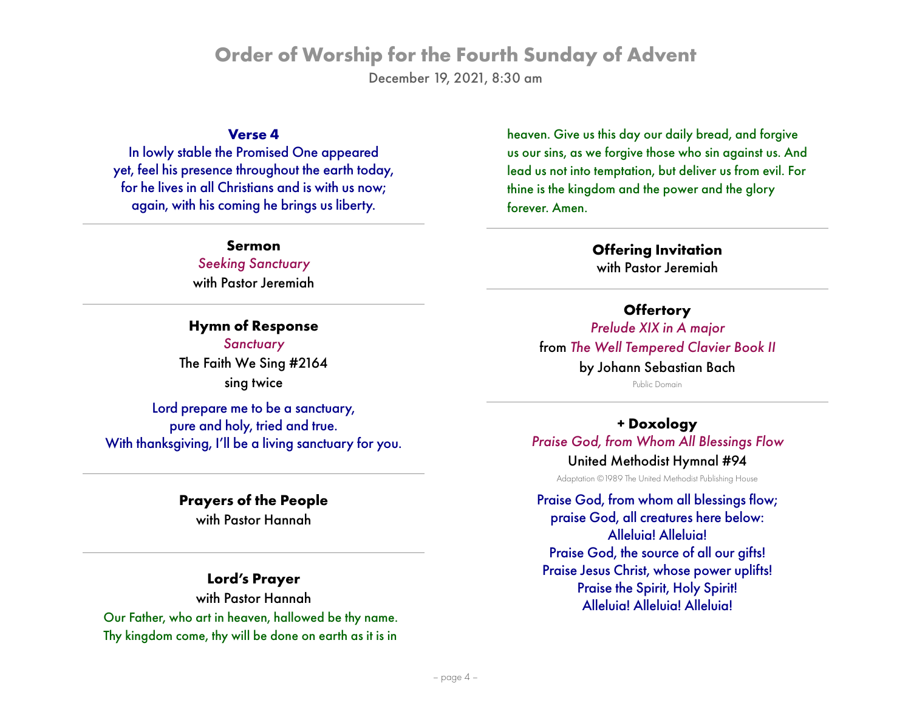# Order of Worship for the Fourth Sunday of Advent

December 19, 2021, 8:30 am

**Verse 4**

In lowly stable the Promised One appeared
yet, feel his presence throughout the earth today,
for he lives in all Christians and is with us now;
again, with his coming he brings us liberty.

---

**Sermon**

*Seeking Sanctuary*

with Pastor Jeremiah

---

**Hymn of Response**

*Sanctuary*

The Faith We Sing #2164

sing twice

Lord prepare me to be a sanctuary,
pure and holy, tried and true.
With thanksgiving, I'll be a living sanctuary for you.

---

**Prayers of the People**

with Pastor Hannah

---

**Lord's Prayer**

with Pastor Hannah

Our Father, who art in heaven, hallowed be thy name. Thy kingdom come, thy will be done on earth as it is in heaven. Give us this day our daily bread, and forgive us our sins, as we forgive those who sin against us. And lead us not into temptation, but deliver us from evil. For thine is the kingdom and the power and the glory forever. Amen.

---

**Offering Invitation**

with Pastor Jeremiah

---

**Offertory**

*Prelude XIX in A major*

from *The Well Tempered Clavier Book II*

by Johann Sebastian Bach

Public Domain

---

**+ Doxology**

*Praise God, from Whom All Blessings Flow*

United Methodist Hymnal #94

Adaptation ©1989 The United Methodist Publishing House

Praise God, from whom all blessings flow;
praise God, all creatures here below:
Alleluia! Alleluia!
Praise God, the source of all our gifts!
Praise Jesus Christ, whose power uplifts!
Praise the Spirit, Holy Spirit!
Alleluia! Alleluia! Alleluia!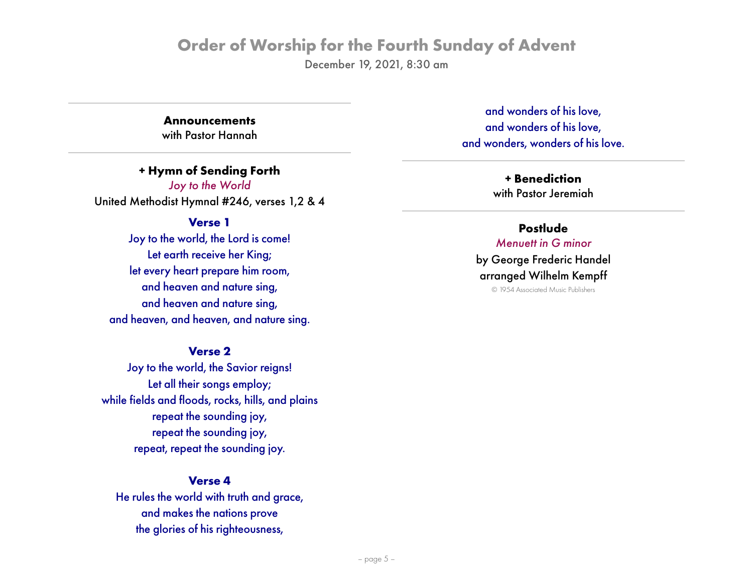# Order of Worship for the Fourth Sunday of Advent

December 19, 2021, 8:30 am

---

**Announcements**
with Pastor Hannah

---

**+ Hymn of Sending Forth**
*Joy to the World*
United Methodist Hymnal #246, verses 1,2 & 4

**Verse 1**

Joy to the world, the Lord is come!
Let earth receive her King;
let every heart prepare him room,
and heaven and nature sing,
and heaven and nature sing,
and heaven, and heaven, and nature sing.

**Verse 2**

Joy to the world, the Savior reigns!
Let all their songs employ;
while fields and floods, rocks, hills, and plains
repeat the sounding joy,
repeat the sounding joy,
repeat, repeat the sounding joy.

**Verse 4**

He rules the world with truth and grace,
and makes the nations prove
the glories of his righteousness,
and wonders of his love,
and wonders of his love,
and wonders, wonders of his love.

---

**+ Benediction**
with Pastor Jeremiah

---

**Postlude**
*Menuett in G minor*
by George Frederic Handel
arranged Wilhelm Kempff
© 1954 Associated Music Publishers